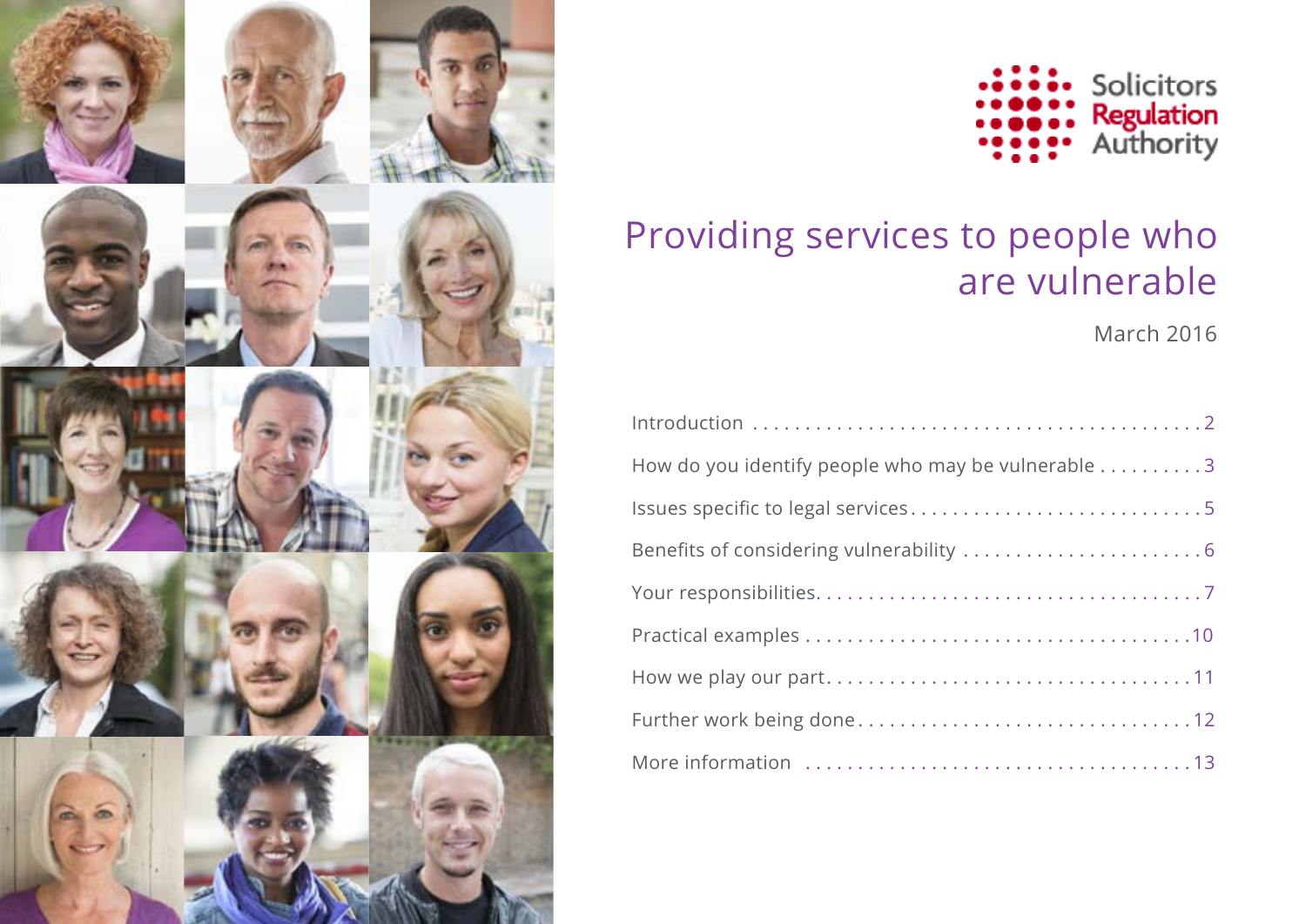Solicitors Regulation Authority

# Providing services to people who are vulnerable

March 2016

| | |
|---|---|
| Introduction | 2 |
| How do you identify people who may be vulnerable | 3 |
| Issues specific to legal services | 5 |
| Benefits of considering vulnerability | 6 |
| Your responsibilities | 7 |
| Practical examples | 10 |
| How we play our part | 11 |
| Further work being done | 12 |
| More information | 13 |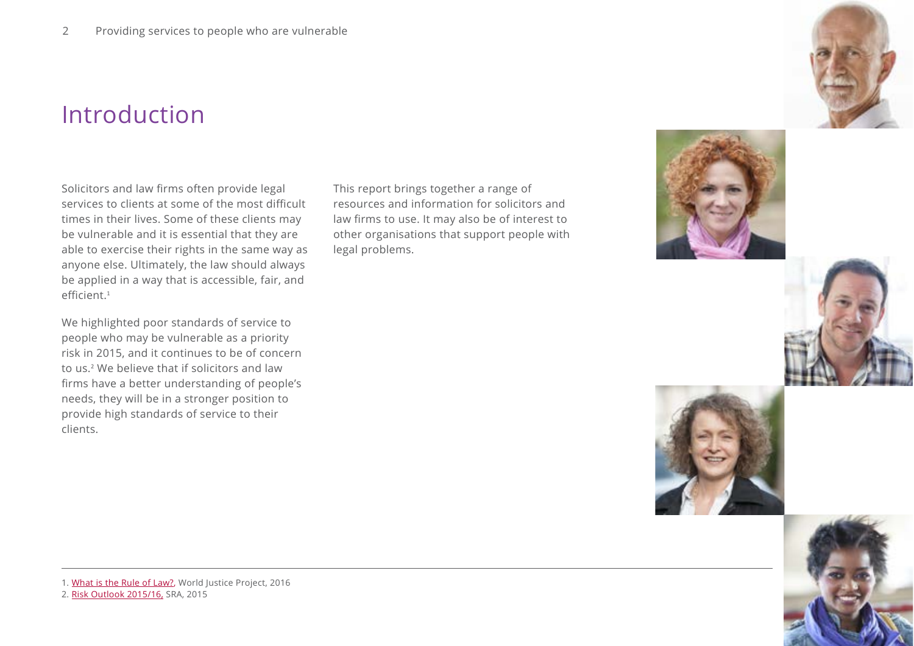# Introduction

Solicitors and law firms often provide legal services to clients at some of the most difficult times in their lives. Some of these clients may be vulnerable and it is essential that they are able to exercise their rights in the same way as anyone else. Ultimately, the law should always be applied in a way that is accessible, fair, and efficient.[1]

We highlighted poor standards of service to people who may be vulnerable as a priority risk in 2015, and it continues to be of concern to us.[2] We believe that if solicitors and law firms have a better understanding of people's needs, they will be in a stronger position to provide high standards of service to their clients.

This report brings together a range of resources and information for solicitors and law firms to use. It may also be of interest to other organisations that support people with legal problems.

---

1. What is the Rule of Law?, World Justice Project, 2016
2. Risk Outlook 2015/16, SRA, 2015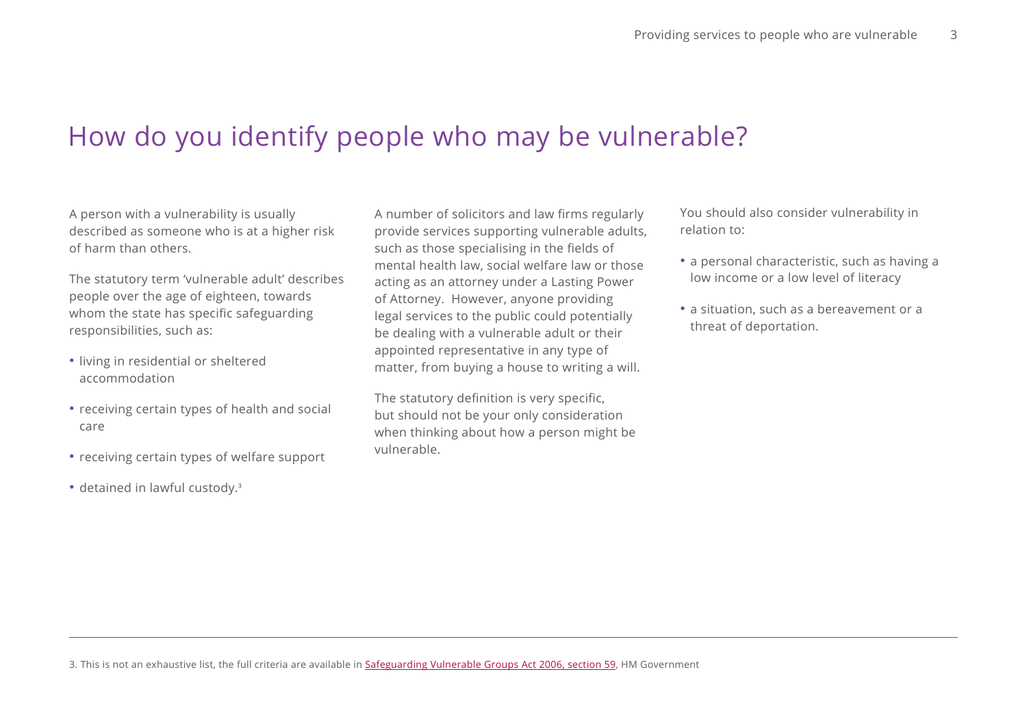# How do you identify people who may be vulnerable?

A person with a vulnerability is usually described as someone who is at a higher risk of harm than others.

The statutory term 'vulnerable adult' describes people over the age of eighteen, towards whom the state has specific safeguarding responsibilities, such as:

- living in residential or sheltered accommodation
- receiving certain types of health and social care
- receiving certain types of welfare support
- detained in lawful custody.[3]

A number of solicitors and law firms regularly provide services supporting vulnerable adults, such as those specialising in the fields of mental health law, social welfare law or those acting as an attorney under a Lasting Power of Attorney. However, anyone providing legal services to the public could potentially be dealing with a vulnerable adult or their appointed representative in any type of matter, from buying a house to writing a will.

The statutory definition is very specific, but should not be your only consideration when thinking about how a person might be vulnerable.

You should also consider vulnerability in relation to:

- a personal characteristic, such as having a low income or a low level of literacy
- a situation, such as a bereavement or a threat of deportation.

---

3. This is not an exhaustive list, the full criteria are available in Safeguarding Vulnerable Groups Act 2006, section 59, HM Government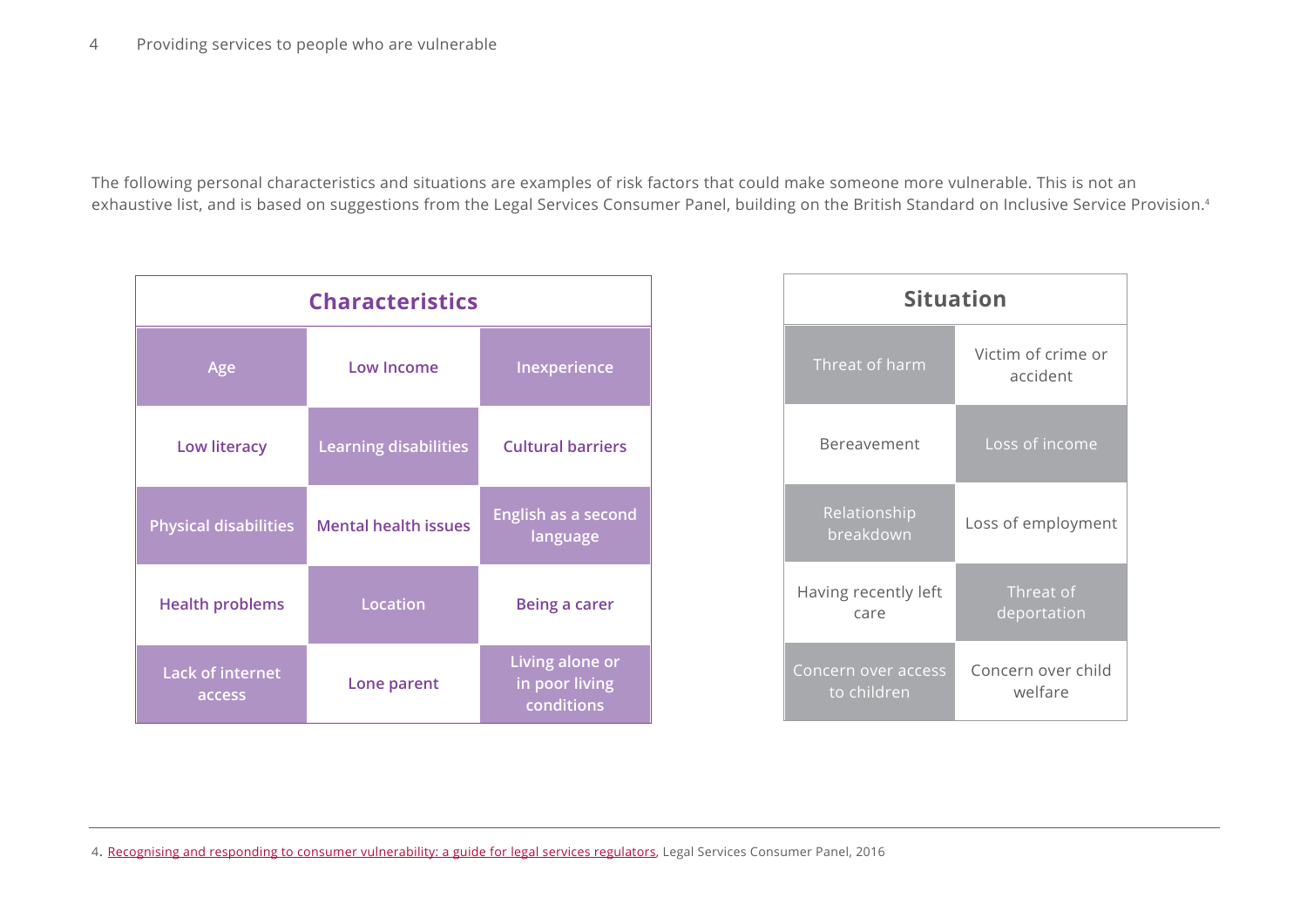The following personal characteristics and situations are examples of risk factors that could make someone more vulnerable. This is not an exhaustive list, and is based on suggestions from the Legal Services Consumer Panel, building on the British Standard on Inclusive Service Provision.[4]

| Characteristics | | |
|---|---|---|
| Age | Low Income | Inexperience |
| Low literacy | Learning disabilities | Cultural barriers |
| Physical disabilities | Mental health issues | English as a second language |
| Health problems | Location | Being a carer |
| Lack of internet access | Lone parent | Living alone or in poor living conditions |

| Situation | |
|---|---|
| Threat of harm | Victim of crime or accident |
| Bereavement | Loss of income |
| Relationship breakdown | Loss of employment |
| Having recently left care | Threat of deportation |
| Concern over access to children | Concern over child welfare |

4. Recognising and responding to consumer vulnerability: a guide for legal services regulators, Legal Services Consumer Panel, 2016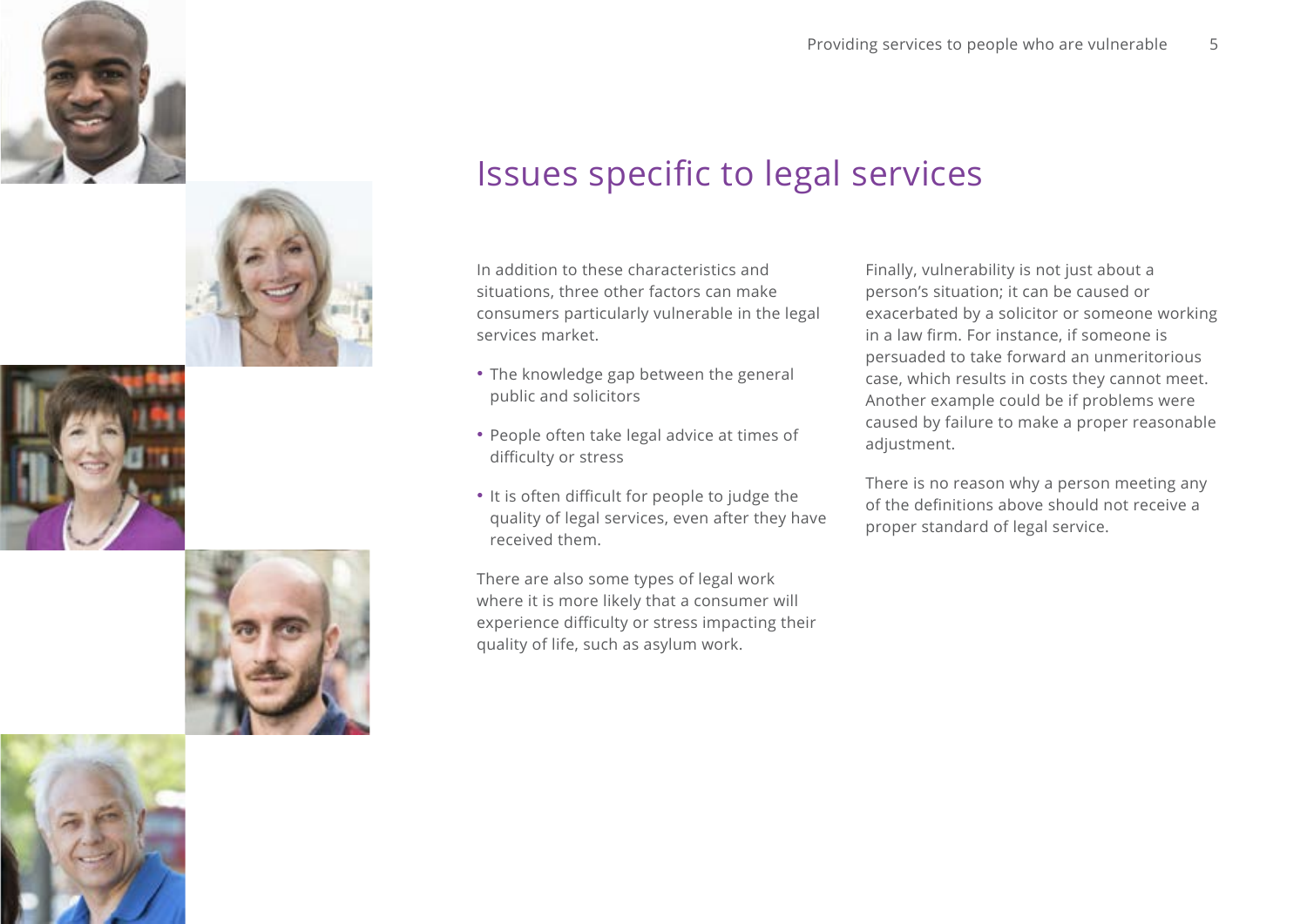## Issues specific to legal services

In addition to these characteristics and situations, three other factors can make consumers particularly vulnerable in the legal services market.

- The knowledge gap between the general public and solicitors
- People often take legal advice at times of difficulty or stress
- It is often difficult for people to judge the quality of legal services, even after they have received them.

There are also some types of legal work where it is more likely that a consumer will experience difficulty or stress impacting their quality of life, such as asylum work.

Finally, vulnerability is not just about a person's situation; it can be caused or exacerbated by a solicitor or someone working in a law firm. For instance, if someone is persuaded to take forward an unmeritorious case, which results in costs they cannot meet. Another example could be if problems were caused by failure to make a proper reasonable adjustment.

There is no reason why a person meeting any of the definitions above should not receive a proper standard of legal service.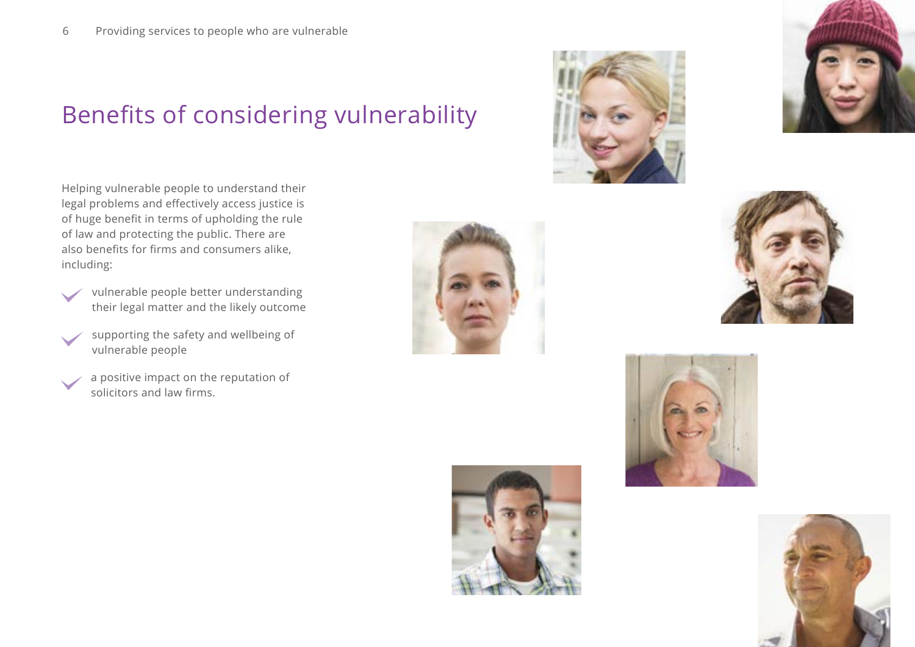# Benefits of considering vulnerability

Helping vulnerable people to understand their legal problems and effectively access justice is of huge benefit in terms of upholding the rule of law and protecting the public. There are also benefits for firms and consumers alike, including:

- vulnerable people better understanding their legal matter and the likely outcome
- supporting the safety and wellbeing of vulnerable people
- a positive impact on the reputation of solicitors and law firms.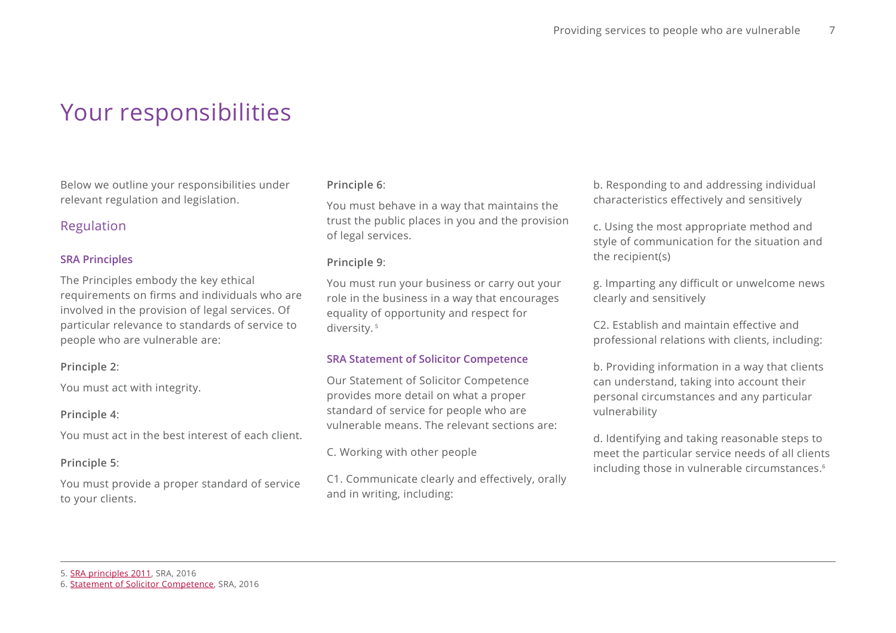# Your responsibilities

Below we outline your responsibilities under relevant regulation and legislation.

## Regulation

### SRA Principles

The Principles embody the key ethical requirements on firms and individuals who are involved in the provision of legal services. Of particular relevance to standards of service to people who are vulnerable are:

**Principle 2**:

You must act with integrity.

**Principle 4**:

You must act in the best interest of each client.

**Principle 5**:

You must provide a proper standard of service to your clients.

**Principle 6**:

You must behave in a way that maintains the trust the public places in you and the provision of legal services.

**Principle 9**:

You must run your business or carry out your role in the business in a way that encourages equality of opportunity and respect for diversity.[5]

### SRA Statement of Solicitor Competence

Our Statement of Solicitor Competence provides more detail on what a proper standard of service for people who are vulnerable means. The relevant sections are:

C. Working with other people

C1. Communicate clearly and effectively, orally and in writing, including:

b. Responding to and addressing individual characteristics effectively and sensitively

c. Using the most appropriate method and style of communication for the situation and the recipient(s)

g. Imparting any difficult or unwelcome news clearly and sensitively

C2. Establish and maintain effective and professional relations with clients, including:

b. Providing information in a way that clients can understand, taking into account their personal circumstances and any particular vulnerability

d. Identifying and taking reasonable steps to meet the particular service needs of all clients including those in vulnerable circumstances.[6]

---

5. SRA principles 2011, SRA, 2016
6. Statement of Solicitor Competence, SRA, 2016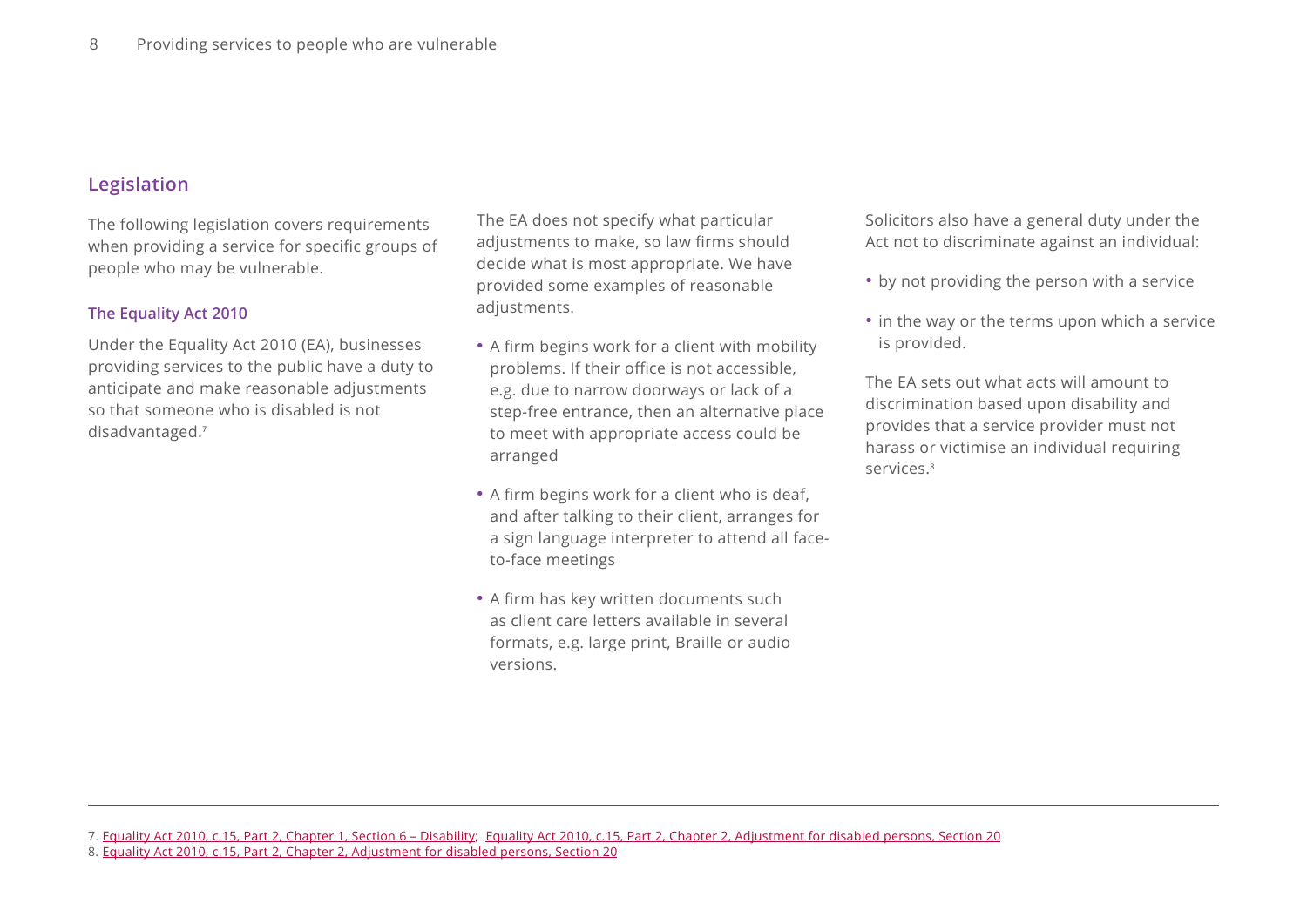## Legislation

The following legislation covers requirements when providing a service for specific groups of people who may be vulnerable.

### The Equality Act 2010

Under the Equality Act 2010 (EA), businesses providing services to the public have a duty to anticipate and make reasonable adjustments so that someone who is disabled is not disadvantaged.[7]

The EA does not specify what particular adjustments to make, so law firms should decide what is most appropriate. We have provided some examples of reasonable adjustments.

- A firm begins work for a client with mobility problems. If their office is not accessible, e.g. due to narrow doorways or lack of a step-free entrance, then an alternative place to meet with appropriate access could be arranged
- A firm begins work for a client who is deaf, and after talking to their client, arranges for a sign language interpreter to attend all face-to-face meetings
- A firm has key written documents such as client care letters available in several formats, e.g. large print, Braille or audio versions.

Solicitors also have a general duty under the Act not to discriminate against an individual:

- by not providing the person with a service
- in the way or the terms upon which a service is provided.

The EA sets out what acts will amount to discrimination based upon disability and provides that a service provider must not harass or victimise an individual requiring services.[8]

---

7. Equality Act 2010, c.15, Part 2, Chapter 1, Section 6 – Disability; Equality Act 2010, c.15, Part 2, Chapter 2, Adjustment for disabled persons, Section 20
8. Equality Act 2010, c.15, Part 2, Chapter 2, Adjustment for disabled persons, Section 20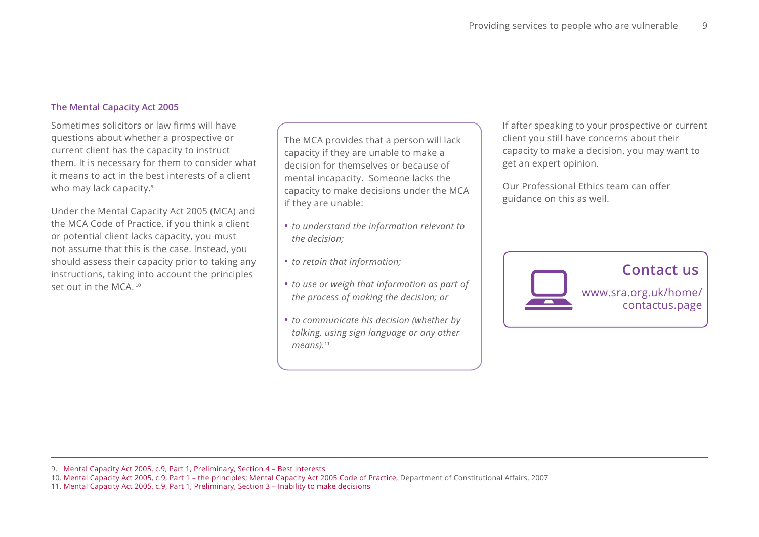### The Mental Capacity Act 2005

Sometimes solicitors or law firms will have questions about whether a prospective or current client has the capacity to instruct them. It is necessary for them to consider what it means to act in the best interests of a client who may lack capacity.[9]

Under the Mental Capacity Act 2005 (MCA) and the MCA Code of Practice, if you think a client or potential client lacks capacity, you must not assume that this is the case. Instead, you should assess their capacity prior to taking any instructions, taking into account the principles set out in the MCA.[10]

The MCA provides that a person will lack capacity if they are unable to make a decision for themselves or because of mental incapacity. Someone lacks the capacity to make decisions under the MCA if they are unable:

- *to understand the information relevant to the decision;*
- *to retain that information;*
- *to use or weigh that information as part of the process of making the decision; or*
- *to communicate his decision (whether by talking, using sign language or any other means).*[11]

If after speaking to your prospective or current client you still have concerns about their capacity to make a decision, you may want to get an expert opinion.

Our Professional Ethics team can offer guidance on this as well.

**Contact us**

www.sra.org.uk/home/contactus.page

---

9. Mental Capacity Act 2005, c.9, Part 1, Preliminary, Section 4 – Best interests
10. Mental Capacity Act 2005, c.9, Part 1 – the principles; Mental Capacity Act 2005 Code of Practice, Department of Constitutional Affairs, 2007
11. Mental Capacity Act 2005, c.9, Part 1, Preliminary, Section 3 – Inability to make decisions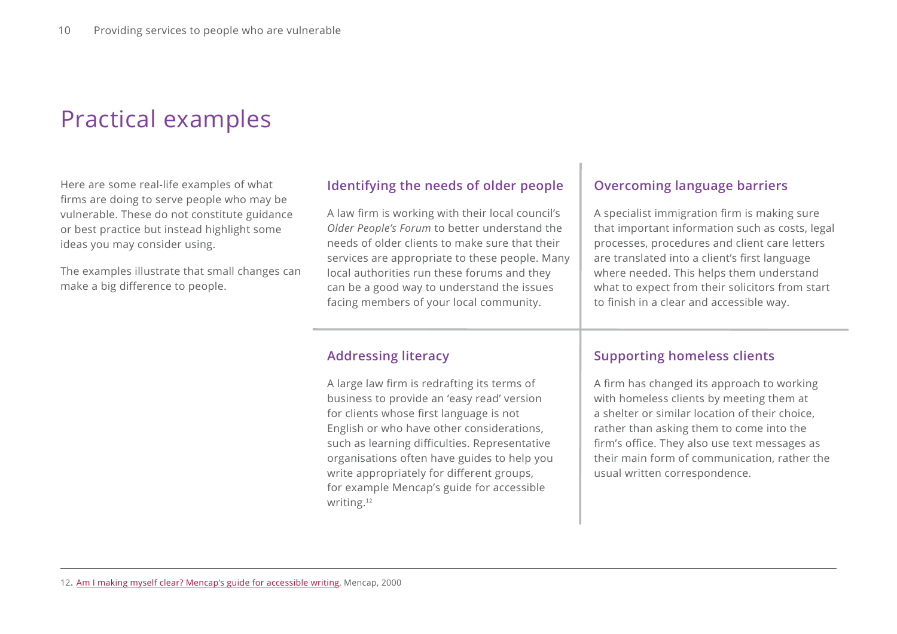# Practical examples

Here are some real-life examples of what firms are doing to serve people who may be vulnerable. These do not constitute guidance or best practice but instead highlight some ideas you may consider using.

The examples illustrate that small changes can make a big difference to people.

## Identifying the needs of older people

A law firm is working with their local council's *Older People's Forum* to better understand the needs of older clients to make sure that their services are appropriate to these people. Many local authorities run these forums and they can be a good way to understand the issues facing members of your local community.

## Overcoming language barriers

A specialist immigration firm is making sure that important information such as costs, legal processes, procedures and client care letters are translated into a client's first language where needed. This helps them understand what to expect from their solicitors from start to finish in a clear and accessible way.

## Addressing literacy

A large law firm is redrafting its terms of business to provide an 'easy read' version for clients whose first language is not English or who have other considerations, such as learning difficulties. Representative organisations often have guides to help you write appropriately for different groups, for example Mencap's guide for accessible writing.[12]

## Supporting homeless clients

A firm has changed its approach to working with homeless clients by meeting them at a shelter or similar location of their choice, rather than asking them to come into the firm's office. They also use text messages as their main form of communication, rather the usual written correspondence.

---

12. Am I making myself clear? Mencap's guide for accessible writing, Mencap, 2000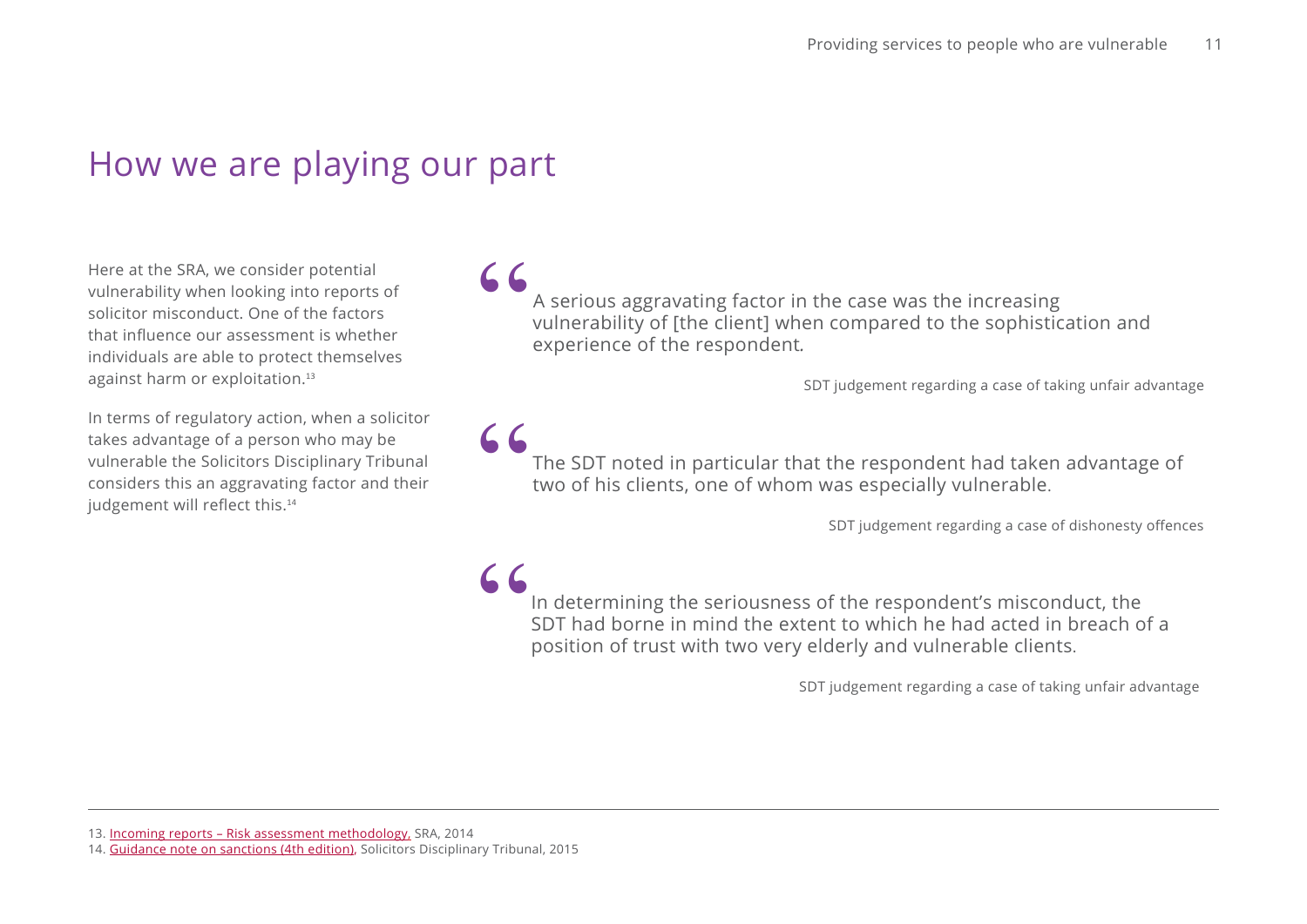## How we are playing our part

Here at the SRA, we consider potential vulnerability when looking into reports of solicitor misconduct. One of the factors that influence our assessment is whether individuals are able to protect themselves against harm or exploitation.[13]

In terms of regulatory action, when a solicitor takes advantage of a person who may be vulnerable the Solicitors Disciplinary Tribunal considers this an aggravating factor and their judgement will reflect this.[14]

> A serious aggravating factor in the case was the increasing vulnerability of [the client] when compared to the sophistication and experience of the respondent.
>
> SDT judgement regarding a case of taking unfair advantage

> The SDT noted in particular that the respondent had taken advantage of two of his clients, one of whom was especially vulnerable.
>
> SDT judgement regarding a case of dishonesty offences

> In determining the seriousness of the respondent's misconduct, the SDT had borne in mind the extent to which he had acted in breach of a position of trust with two very elderly and vulnerable clients.
>
> SDT judgement regarding a case of taking unfair advantage

---

13. Incoming reports – Risk assessment methodology, SRA, 2014
14. Guidance note on sanctions (4th edition), Solicitors Disciplinary Tribunal, 2015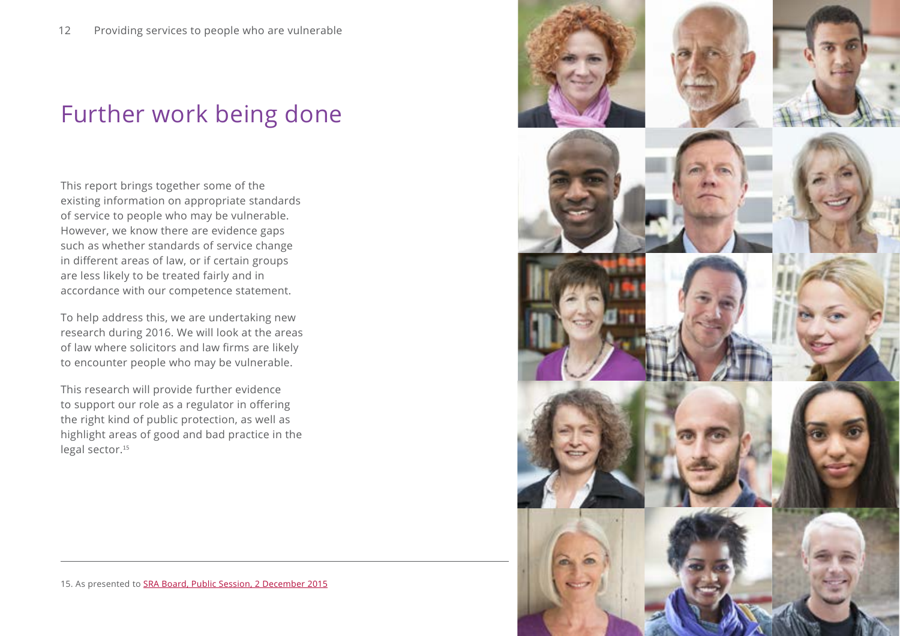# Further work being done

This report brings together some of the existing information on appropriate standards of service to people who may be vulnerable. However, we know there are evidence gaps such as whether standards of service change in different areas of law, or if certain groups are less likely to be treated fairly and in accordance with our competence statement.

To help address this, we are undertaking new research during 2016. We will look at the areas of law where solicitors and law firms are likely to encounter people who may be vulnerable.

This research will provide further evidence to support our role as a regulator in offering the right kind of public protection, as well as highlight areas of good and bad practice in the legal sector.[15]

---

15. As presented to SRA Board, Public Session, 2 December 2015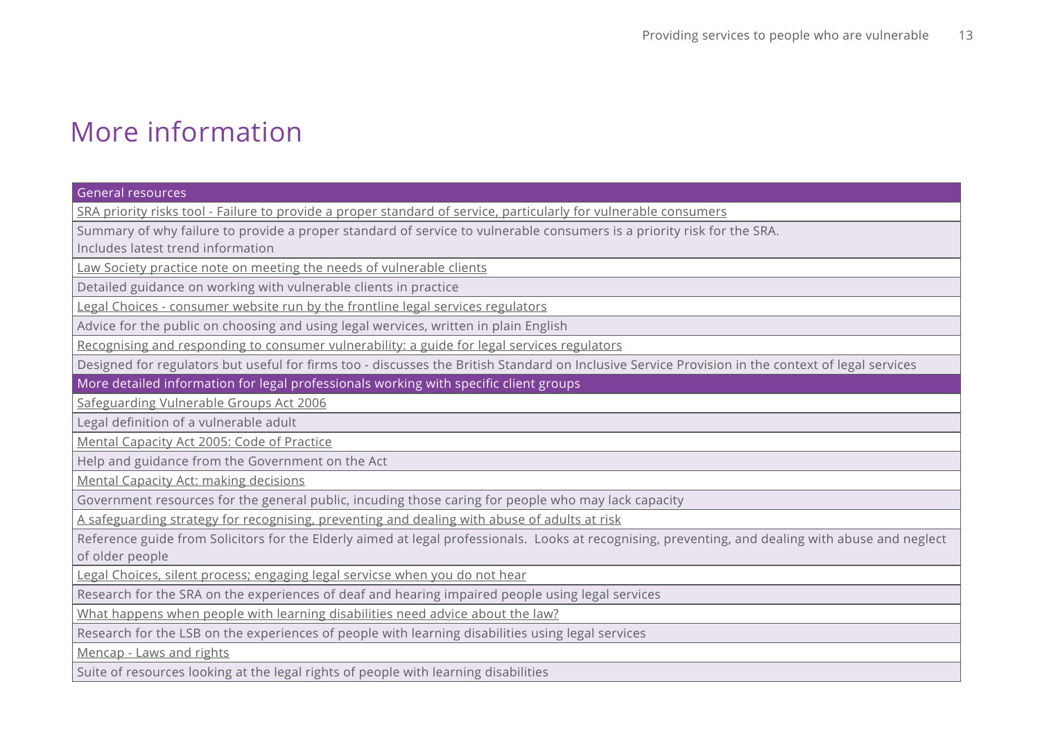# More information

| | |
|---|---|
| **General resources** | |
| SRA priority risks tool - Failure to provide a proper standard of service, particularly for vulnerable consumers | Summary of why failure to provide a proper standard of service to vulnerable consumers is a priority risk for the SRA. Includes latest trend information |
| Law Society practice note on meeting the needs of vulnerable clients | Detailed guidance on working with vulnerable clients in practice |
| Legal Choices - consumer website run by the frontline legal services regulators | Advice for the public on choosing and using legal wervices, written in plain English |
| Recognising and responding to consumer vulnerability: a guide for legal services regulators | Designed for regulators but useful for firms too - discusses the British Standard on Inclusive Service Provision in the context of legal services |
| **More detailed information for legal professionals working with specific client groups** | |
| Safeguarding Vulnerable Groups Act 2006 | Legal definition of a vulnerable adult |
| Mental Capacity Act 2005: Code of Practice | Help and guidance from the Government on the Act |
| Mental Capacity Act: making decisions | Government resources for the general public, incuding those caring for people who may lack capacity |
| A safeguarding strategy for recognising, preventing and dealing with abuse of adults at risk | Reference guide from Solicitors for the Elderly aimed at legal professionals. Looks at recognising, preventing, and dealing with abuse and neglect of older people |
| Legal Choices, silent process; engaging legal servicse when you do not hear | Research for the SRA on the experiences of deaf and hearing impaired people using legal services |
| What happens when people with learning disabilities need advice about the law? | Research for the LSB on the experiences of people with learning disabilities using legal services |
| Mencap - Laws and rights | Suite of resources looking at the legal rights of people with learning disabilities |